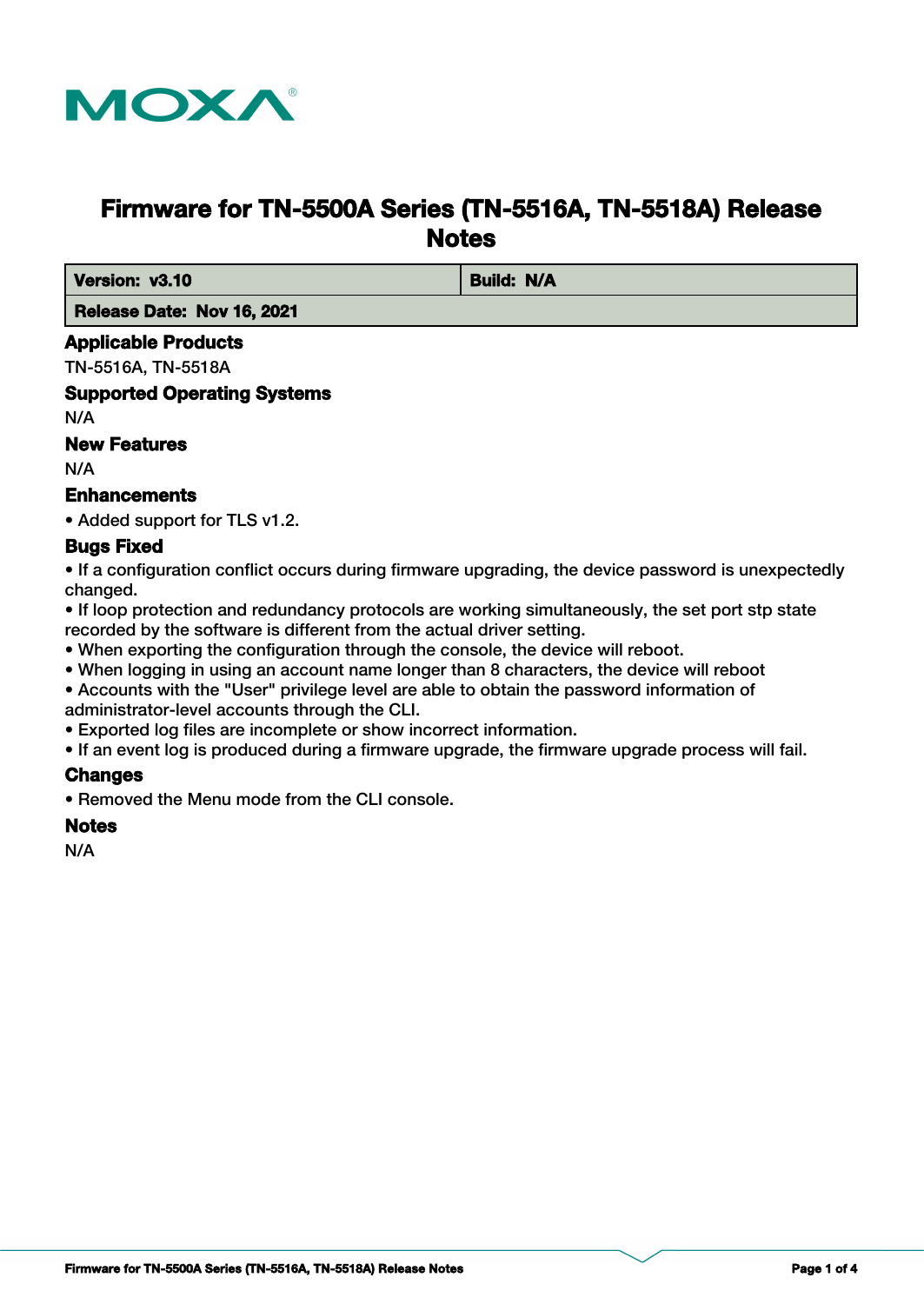# Firmware for TN-5500A Series (TN-5516A, TN-5518A) Release Notes

| Version: v3.10 | Build: N/A |
| --- | --- |
| Release Date: Nov 16, 2021 | |

## Applicable Products

TN-5516A, TN-5518A

## Supported Operating Systems

N/A

## New Features

N/A

## Enhancements

- Added support for TLS v1.2.

## Bugs Fixed

- If a configuration conflict occurs during firmware upgrading, the device password is unexpectedly changed.
- If loop protection and redundancy protocols are working simultaneously, the set port stp state recorded by the software is different from the actual driver setting.
- When exporting the configuration through the console, the device will reboot.
- When logging in using an account name longer than 8 characters, the device will reboot
- Accounts with the "User" privilege level are able to obtain the password information of administrator-level accounts through the CLI.
- Exported log files are incomplete or show incorrect information.
- If an event log is produced during a firmware upgrade, the firmware upgrade process will fail.

## Changes

- Removed the Menu mode from the CLI console.

## Notes

N/A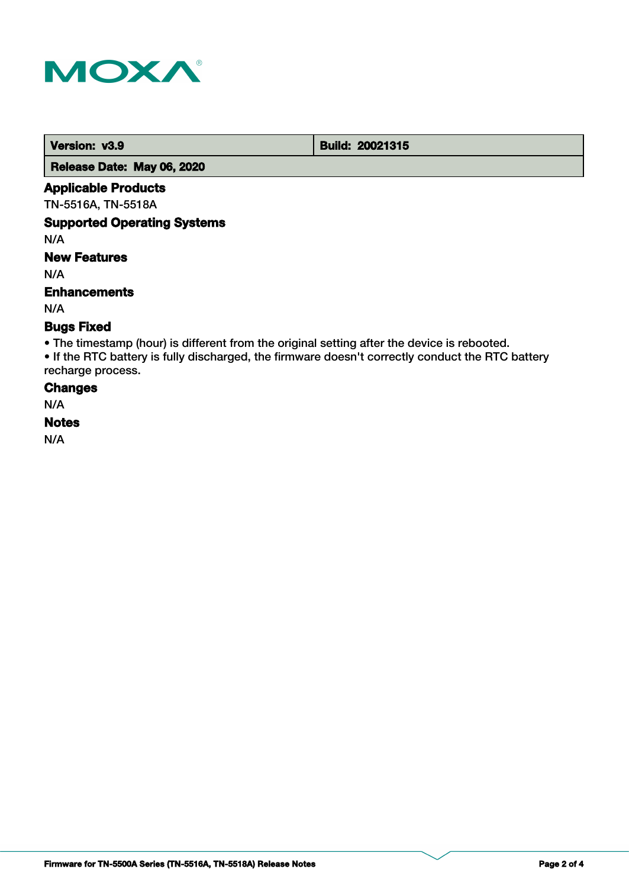| Version: v3.9 | Build: 20021315 |
| --- | --- |
| Release Date: May 06, 2020 | |

### Applicable Products

TN-5516A, TN-5518A

### Supported Operating Systems

N/A

### New Features

N/A

### Enhancements

N/A

### Bugs Fixed

- The timestamp (hour) is different from the original setting after the device is rebooted.
- If the RTC battery is fully discharged, the firmware doesn't correctly conduct the RTC battery recharge process.

### Changes

N/A

### Notes

N/A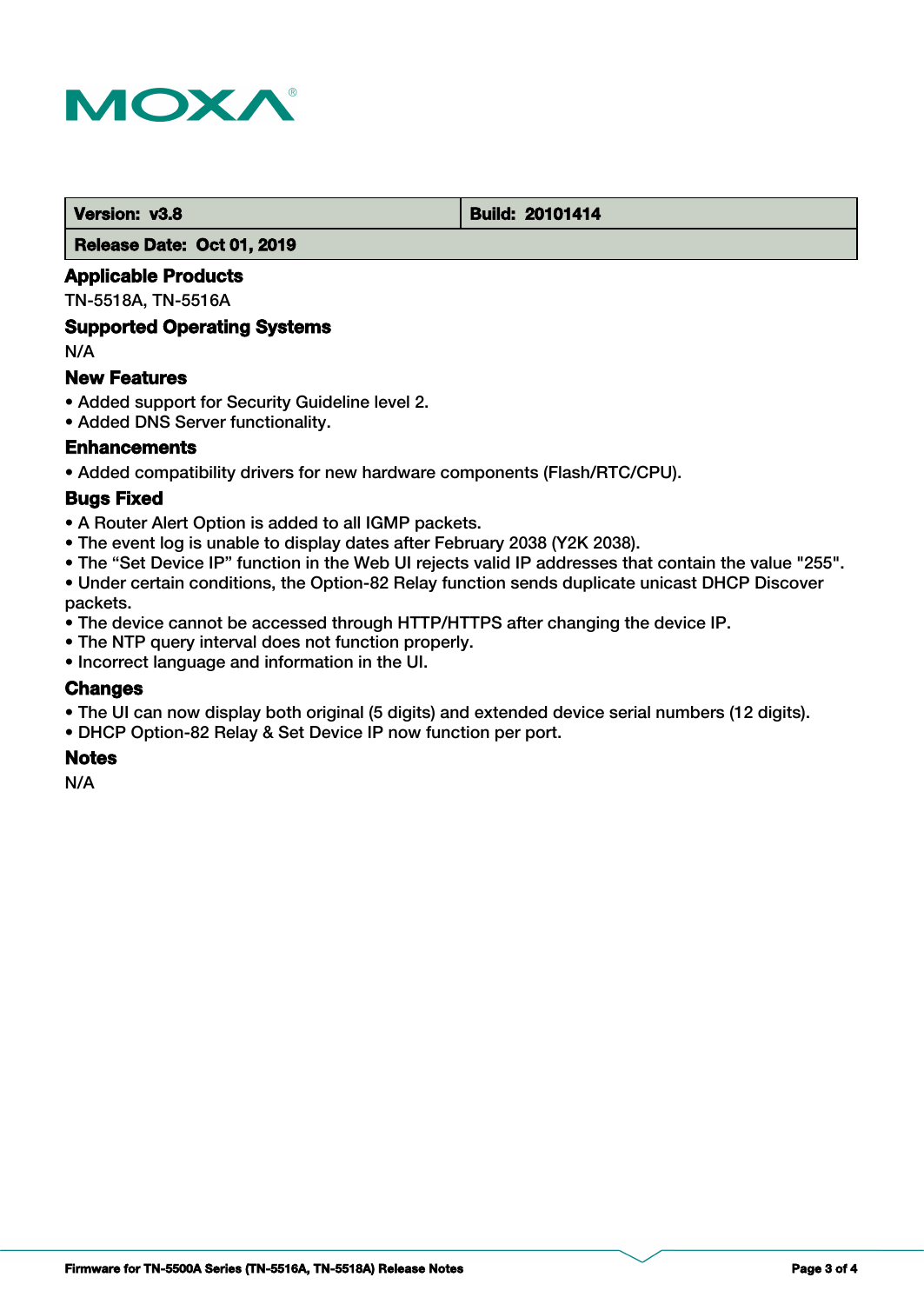| Version: v3.8 | Build: 20101414 |
| --- | --- |
| Release Date: Oct 01, 2019 | |

**Applicable Products**

TN-5518A, TN-5516A

**Supported Operating Systems**

N/A

**New Features**

- Added support for Security Guideline level 2.
- Added DNS Server functionality.

**Enhancements**

- Added compatibility drivers for new hardware components (Flash/RTC/CPU).

**Bugs Fixed**

- A Router Alert Option is added to all IGMP packets.
- The event log is unable to display dates after February 2038 (Y2K 2038).
- The “Set Device IP” function in the Web UI rejects valid IP addresses that contain the value "255".
- Under certain conditions, the Option-82 Relay function sends duplicate unicast DHCP Discover packets.
- The device cannot be accessed through HTTP/HTTPS after changing the device IP.
- The NTP query interval does not function properly.
- Incorrect language and information in the UI.

**Changes**

- The UI can now display both original (5 digits) and extended device serial numbers (12 digits).
- DHCP Option-82 Relay & Set Device IP now function per port.

**Notes**

N/A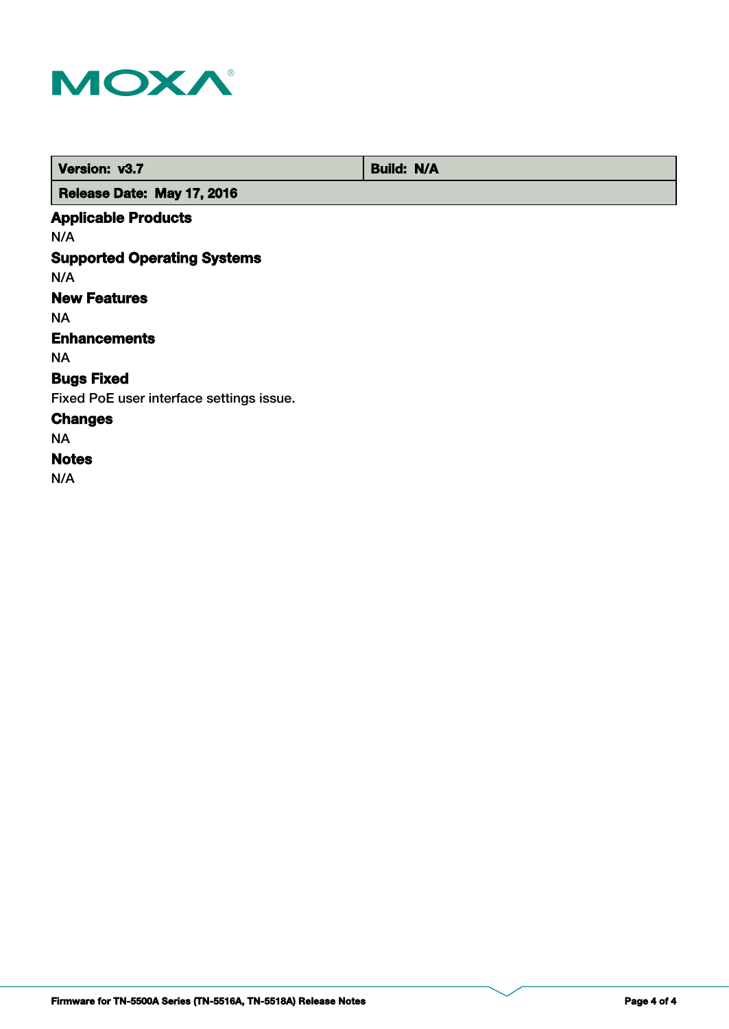| Version: v3.7 | Build: N/A |
| --- | --- |
| Release Date: May 17, 2016 | |

### Applicable Products

N/A

### Supported Operating Systems

N/A

### New Features

NA

### Enhancements

NA

### Bugs Fixed

Fixed PoE user interface settings issue.

### Changes

NA

### Notes

N/A